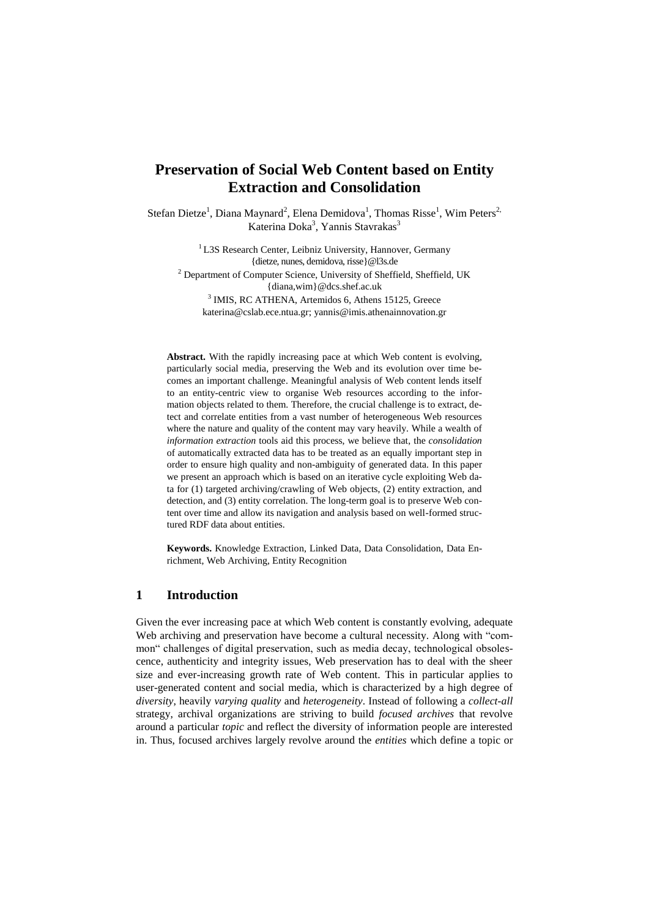# Preservation of Social Web Content based on Entity Extraction and Consolidation

Stefan Dietze[1], Diana Maynard[2], Elena Demidova[1], Thomas Risse[1], Wim Peters[2], Katerina Doka[3], Yannis Stavrakas[3]

[1] L3S Research Center, Leibniz University, Hannover, Germany
{dietze, nunes, demidova, risse}@l3s.de

[2] Department of Computer Science, University of Sheffield, Sheffield, UK
{diana,wim}@dcs.shef.ac.uk

[3] IMIS, RC ATHENA, Artemidos 6, Athens 15125, Greece
katerina@cslab.ece.ntua.gr; yannis@imis.athenainnovation.gr

**Abstract.** With the rapidly increasing pace at which Web content is evolving, particularly social media, preserving the Web and its evolution over time becomes an important challenge. Meaningful analysis of Web content lends itself to an entity-centric view to organise Web resources according to the information objects related to them. Therefore, the crucial challenge is to extract, detect and correlate entities from a vast number of heterogeneous Web resources where the nature and quality of the content may vary heavily. While a wealth of *information extraction* tools aid this process, we believe that, the *consolidation* of automatically extracted data has to be treated as an equally important step in order to ensure high quality and non-ambiguity of generated data. In this paper we present an approach which is based on an iterative cycle exploiting Web data for (1) targeted archiving/crawling of Web objects, (2) entity extraction, and detection, and (3) entity correlation. The long-term goal is to preserve Web content over time and allow its navigation and analysis based on well-formed structured RDF data about entities.

**Keywords.** Knowledge Extraction, Linked Data, Data Consolidation, Data Enrichment, Web Archiving, Entity Recognition

## 1 Introduction

Given the ever increasing pace at which Web content is constantly evolving, adequate Web archiving and preservation have become a cultural necessity. Along with "common" challenges of digital preservation, such as media decay, technological obsolescence, authenticity and integrity issues, Web preservation has to deal with the sheer size and ever-increasing growth rate of Web content. This in particular applies to user-generated content and social media, which is characterized by a high degree of *diversity*, heavily *varying quality* and *heterogeneity*. Instead of following a *collect-all* strategy, archival organizations are striving to build *focused archives* that revolve around a particular *topic* and reflect the diversity of information people are interested in. Thus, focused archives largely revolve around the *entities* which define a topic or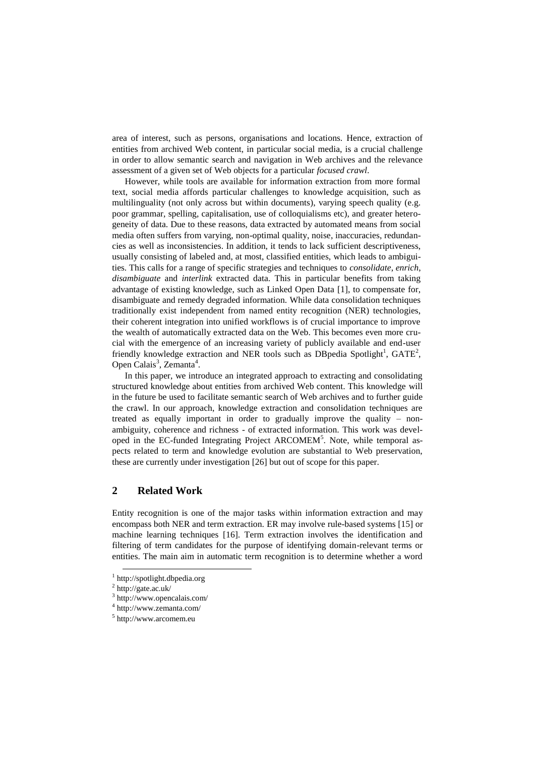area of interest, such as persons, organisations and locations. Hence, extraction of entities from archived Web content, in particular social media, is a crucial challenge in order to allow semantic search and navigation in Web archives and the relevance assessment of a given set of Web objects for a particular *focused crawl*.

However, while tools are available for information extraction from more formal text, social media affords particular challenges to knowledge acquisition, such as multilinguality (not only across but within documents), varying speech quality (e.g. poor grammar, spelling, capitalisation, use of colloquialisms etc), and greater heterogeneity of data. Due to these reasons, data extracted by automated means from social media often suffers from varying, non-optimal quality, noise, inaccuracies, redundancies as well as inconsistencies. In addition, it tends to lack sufficient descriptiveness, usually consisting of labeled and, at most, classified entities, which leads to ambiguities. This calls for a range of specific strategies and techniques to *consolidate*, *enrich*, *disambiguate* and *interlink* extracted data. This in particular benefits from taking advantage of existing knowledge, such as Linked Open Data [1], to compensate for, disambiguate and remedy degraded information. While data consolidation techniques traditionally exist independent from named entity recognition (NER) technologies, their coherent integration into unified workflows is of crucial importance to improve the wealth of automatically extracted data on the Web. This becomes even more crucial with the emergence of an increasing variety of publicly available and end-user friendly knowledge extraction and NER tools such as DBpedia Spotlight[1], GATE[2], Open Calais[3], Zemanta[4].

In this paper, we introduce an integrated approach to extracting and consolidating structured knowledge about entities from archived Web content. This knowledge will in the future be used to facilitate semantic search of Web archives and to further guide the crawl. In our approach, knowledge extraction and consolidation techniques are treated as equally important in order to gradually improve the quality – non-ambiguity, coherence and richness - of extracted information. This work was developed in the EC-funded Integrating Project ARCOMEM[5]. Note, while temporal aspects related to term and knowledge evolution are substantial to Web preservation, these are currently under investigation [26] but out of scope for this paper.

## 2 Related Work

Entity recognition is one of the major tasks within information extraction and may encompass both NER and term extraction. ER may involve rule-based systems [15] or machine learning techniques [16]. Term extraction involves the identification and filtering of term candidates for the purpose of identifying domain-relevant terms or entities. The main aim in automatic term recognition is to determine whether a word

[1] http://spotlight.dbpedia.org

[2] http://gate.ac.uk/

[3] http://www.opencalais.com/

[4] http://www.zemanta.com/

[5] http://www.arcomem.eu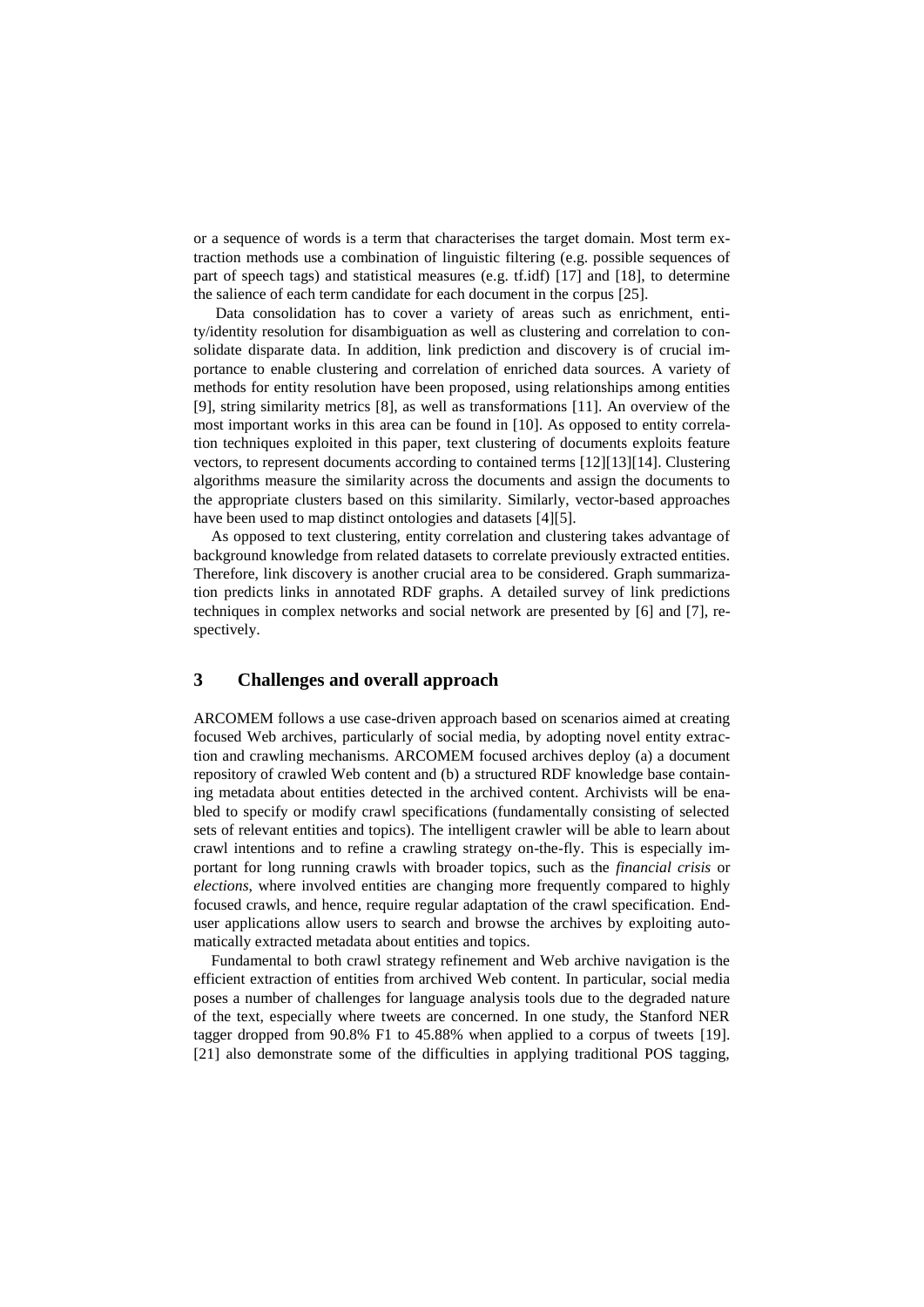or a sequence of words is a term that characterises the target domain. Most term extraction methods use a combination of linguistic filtering (e.g. possible sequences of part of speech tags) and statistical measures (e.g. tf.idf) [17] and [18], to determine the salience of each term candidate for each document in the corpus [25].

Data consolidation has to cover a variety of areas such as enrichment, entity/identity resolution for disambiguation as well as clustering and correlation to consolidate disparate data. In addition, link prediction and discovery is of crucial importance to enable clustering and correlation of enriched data sources. A variety of methods for entity resolution have been proposed, using relationships among entities [9], string similarity metrics [8], as well as transformations [11]. An overview of the most important works in this area can be found in [10]. As opposed to entity correlation techniques exploited in this paper, text clustering of documents exploits feature vectors, to represent documents according to contained terms [12][13][14]. Clustering algorithms measure the similarity across the documents and assign the documents to the appropriate clusters based on this similarity. Similarly, vector-based approaches have been used to map distinct ontologies and datasets [4][5].

As opposed to text clustering, entity correlation and clustering takes advantage of background knowledge from related datasets to correlate previously extracted entities. Therefore, link discovery is another crucial area to be considered. Graph summarization predicts links in annotated RDF graphs. A detailed survey of link predictions techniques in complex networks and social network are presented by [6] and [7], respectively.

## 3 Challenges and overall approach

ARCOMEM follows a use case-driven approach based on scenarios aimed at creating focused Web archives, particularly of social media, by adopting novel entity extraction and crawling mechanisms. ARCOMEM focused archives deploy (a) a document repository of crawled Web content and (b) a structured RDF knowledge base containing metadata about entities detected in the archived content. Archivists will be enabled to specify or modify crawl specifications (fundamentally consisting of selected sets of relevant entities and topics). The intelligent crawler will be able to learn about crawl intentions and to refine a crawling strategy on-the-fly. This is especially important for long running crawls with broader topics, such as the *financial crisis* or *elections*, where involved entities are changing more frequently compared to highly focused crawls, and hence, require regular adaptation of the crawl specification. End-user applications allow users to search and browse the archives by exploiting automatically extracted metadata about entities and topics.

Fundamental to both crawl strategy refinement and Web archive navigation is the efficient extraction of entities from archived Web content. In particular, social media poses a number of challenges for language analysis tools due to the degraded nature of the text, especially where tweets are concerned. In one study, the Stanford NER tagger dropped from 90.8% F1 to 45.88% when applied to a corpus of tweets [19]. [21] also demonstrate some of the difficulties in applying traditional POS tagging,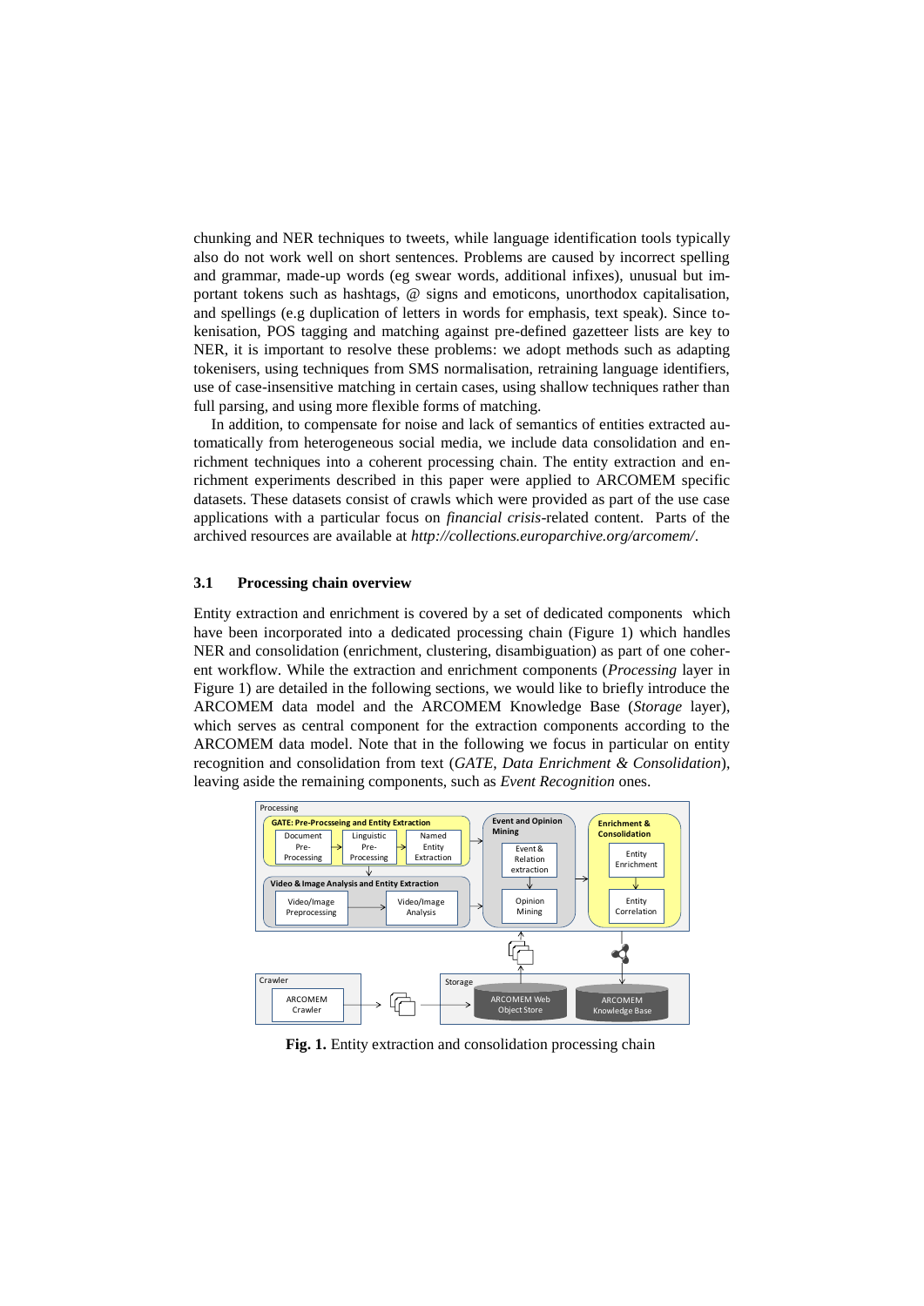chunking and NER techniques to tweets, while language identification tools typically also do not work well on short sentences. Problems are caused by incorrect spelling and grammar, made-up words (eg swear words, additional infixes), unusual but important tokens such as hashtags, @ signs and emoticons, unorthodox capitalisation, and spellings (e.g duplication of letters in words for emphasis, text speak). Since tokenisation, POS tagging and matching against pre-defined gazetteer lists are key to NER, it is important to resolve these problems: we adopt methods such as adapting tokenisers, using techniques from SMS normalisation, retraining language identifiers, use of case-insensitive matching in certain cases, using shallow techniques rather than full parsing, and using more flexible forms of matching.

In addition, to compensate for noise and lack of semantics of entities extracted automatically from heterogeneous social media, we include data consolidation and enrichment techniques into a coherent processing chain. The entity extraction and enrichment experiments described in this paper were applied to ARCOMEM specific datasets. These datasets consist of crawls which were provided as part of the use case applications with a particular focus on *financial crisis*-related content. Parts of the archived resources are available at *http://collections.europarchive.org/arcomem/*.

### 3.1 Processing chain overview

Entity extraction and enrichment is covered by a set of dedicated components which have been incorporated into a dedicated processing chain (Figure 1) which handles NER and consolidation (enrichment, clustering, disambiguation) as part of one coherent workflow. While the extraction and enrichment components (*Processing* layer in Figure 1) are detailed in the following sections, we would like to briefly introduce the ARCOMEM data model and the ARCOMEM Knowledge Base (*Storage* layer), which serves as central component for the extraction components according to the ARCOMEM data model. Note that in the following we focus in particular on entity recognition and consolidation from text (*GATE*, *Data Enrichment & Consolidation*), leaving aside the remaining components, such as *Event Recognition* ones.

**Fig. 1.** Entity extraction and consolidation processing chain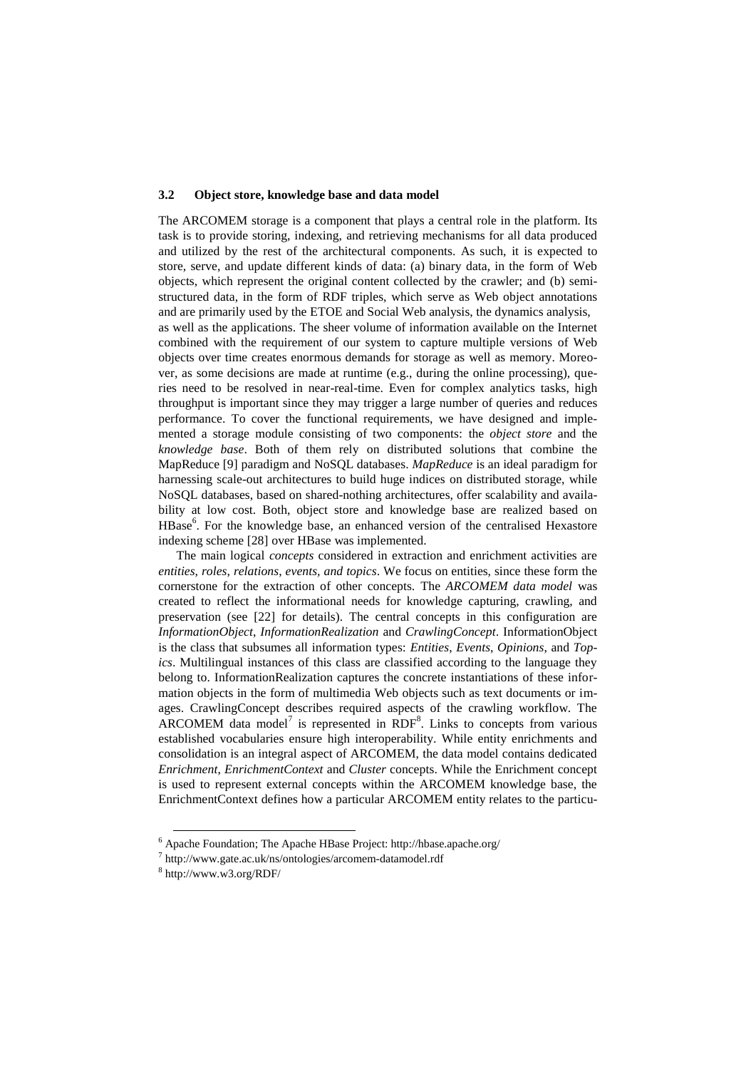### 3.2 Object store, knowledge base and data model

The ARCOMEM storage is a component that plays a central role in the platform. Its task is to provide storing, indexing, and retrieving mechanisms for all data produced and utilized by the rest of the architectural components. As such, it is expected to store, serve, and update different kinds of data: (a) binary data, in the form of Web objects, which represent the original content collected by the crawler; and (b) semi-structured data, in the form of RDF triples, which serve as Web object annotations and are primarily used by the ETOE and Social Web analysis, the dynamics analysis, as well as the applications. The sheer volume of information available on the Internet combined with the requirement of our system to capture multiple versions of Web objects over time creates enormous demands for storage as well as memory. Moreover, as some decisions are made at runtime (e.g., during the online processing), queries need to be resolved in near-real-time. Even for complex analytics tasks, high throughput is important since they may trigger a large number of queries and reduces performance. To cover the functional requirements, we have designed and implemented a storage module consisting of two components: the *object store* and the *knowledge base*. Both of them rely on distributed solutions that combine the MapReduce [9] paradigm and NoSQL databases. *MapReduce* is an ideal paradigm for harnessing scale-out architectures to build huge indices on distributed storage, while NoSQL databases, based on shared-nothing architectures, offer scalability and availability at low cost. Both, object store and knowledge base are realized based on HBase[6]. For the knowledge base, an enhanced version of the centralised Hexastore indexing scheme [28] over HBase was implemented.

The main logical *concepts* considered in extraction and enrichment activities are *entities, roles, relations, events, and topics*. We focus on entities, since these form the cornerstone for the extraction of other concepts. The *ARCOMEM data model* was created to reflect the informational needs for knowledge capturing, crawling, and preservation (see [22] for details). The central concepts in this configuration are *InformationObject*, *InformationRealization* and *CrawlingConcept*. InformationObject is the class that subsumes all information types: *Entities*, *Events*, *Opinions*, and *Topics*. Multilingual instances of this class are classified according to the language they belong to. InformationRealization captures the concrete instantiations of these information objects in the form of multimedia Web objects such as text documents or images. CrawlingConcept describes required aspects of the crawling workflow. The ARCOMEM data model[7] is represented in RDF[8]. Links to concepts from various established vocabularies ensure high interoperability. While entity enrichments and consolidation is an integral aspect of ARCOMEM, the data model contains dedicated *Enrichment*, *EnrichmentContext* and *Cluster* concepts. While the Enrichment concept is used to represent external concepts within the ARCOMEM knowledge base, the EnrichmentContext defines how a particular ARCOMEM entity relates to the particu-

---

[6] Apache Foundation; The Apache HBase Project: http://hbase.apache.org/

[7] http://www.gate.ac.uk/ns/ontologies/arcomem-datamodel.rdf

[8] http://www.w3.org/RDF/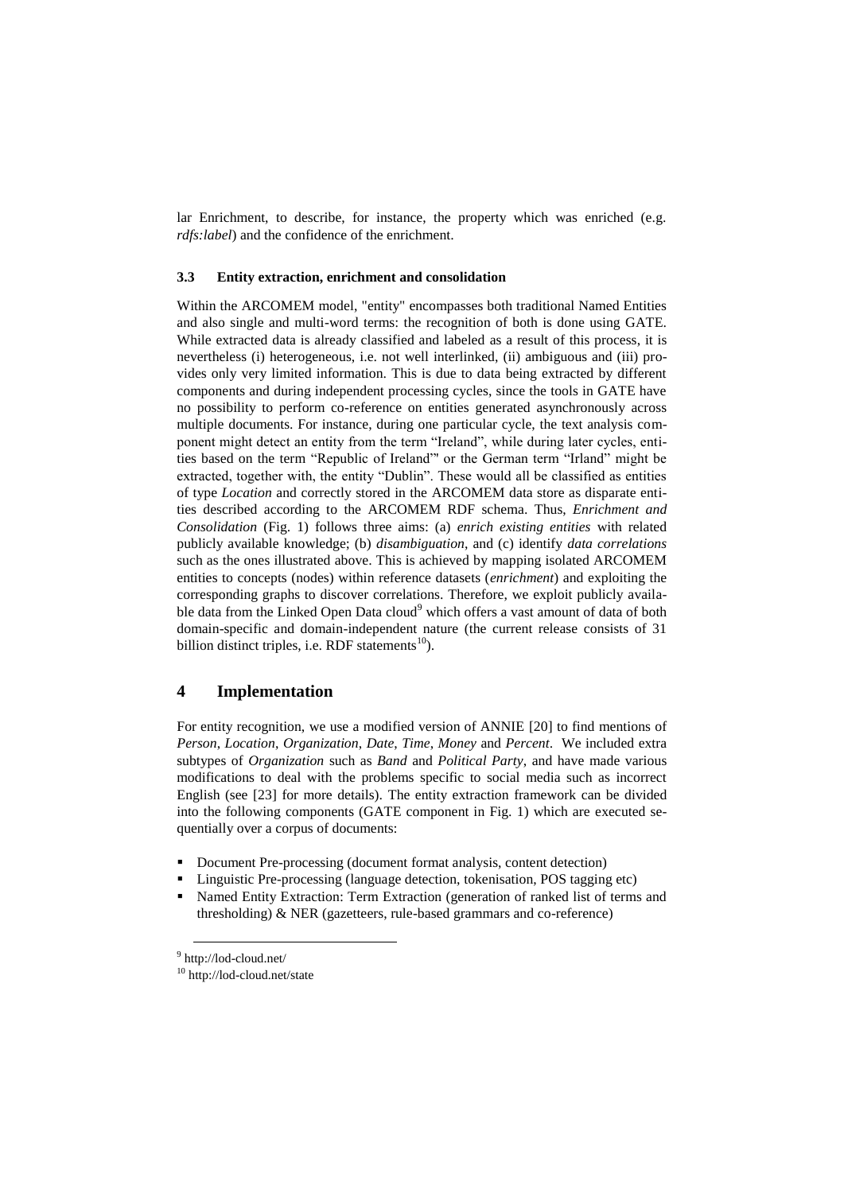lar Enrichment, to describe, for instance, the property which was enriched (e.g. *rdfs:label*) and the confidence of the enrichment.

### 3.3 Entity extraction, enrichment and consolidation

Within the ARCOMEM model, "entity" encompasses both traditional Named Entities and also single and multi-word terms: the recognition of both is done using GATE. While extracted data is already classified and labeled as a result of this process, it is nevertheless (i) heterogeneous, i.e. not well interlinked, (ii) ambiguous and (iii) provides only very limited information. This is due to data being extracted by different components and during independent processing cycles, since the tools in GATE have no possibility to perform co-reference on entities generated asynchronously across multiple documents. For instance, during one particular cycle, the text analysis component might detect an entity from the term "Ireland", while during later cycles, entities based on the term "Republic of Ireland"' or the German term "Irland" might be extracted, together with, the entity "Dublin". These would all be classified as entities of type *Location* and correctly stored in the ARCOMEM data store as disparate entities described according to the ARCOMEM RDF schema. Thus, *Enrichment and Consolidation* (Fig. 1) follows three aims: (a) *enrich existing entities* with related publicly available knowledge; (b) *disambiguation*, and (c) identify *data correlations* such as the ones illustrated above. This is achieved by mapping isolated ARCOMEM entities to concepts (nodes) within reference datasets (*enrichment*) and exploiting the corresponding graphs to discover correlations. Therefore, we exploit publicly available data from the Linked Open Data cloud[9] which offers a vast amount of data of both domain-specific and domain-independent nature (the current release consists of 31 billion distinct triples, i.e. RDF statements[10]).

## 4 Implementation

For entity recognition, we use a modified version of ANNIE [20] to find mentions of *Person*, *Location*, *Organization*, *Date*, *Time*, *Money* and *Percent*. We included extra subtypes of *Organization* such as *Band* and *Political Party*, and have made various modifications to deal with the problems specific to social media such as incorrect English (see [23] for more details). The entity extraction framework can be divided into the following components (GATE component in Fig. 1) which are executed sequentially over a corpus of documents:

- Document Pre-processing (document format analysis, content detection)
- Linguistic Pre-processing (language detection, tokenisation, POS tagging etc)
- Named Entity Extraction: Term Extraction (generation of ranked list of terms and thresholding) & NER (gazetteers, rule-based grammars and co-reference)

[9] http://lod-cloud.net/

[10] http://lod-cloud.net/state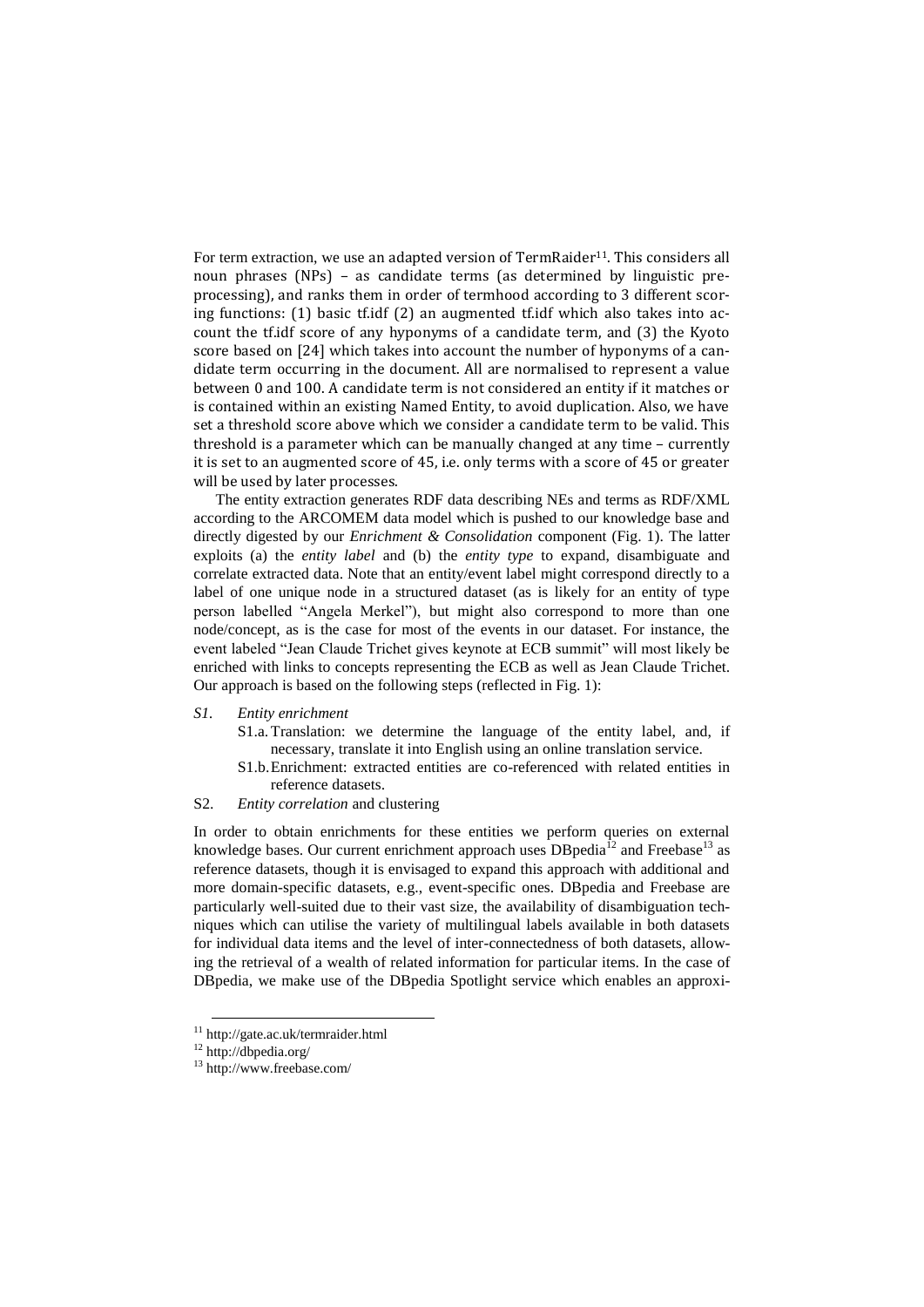For term extraction, we use an adapted version of TermRaider[11]. This considers all noun phrases (NPs) – as candidate terms (as determined by linguistic pre-processing), and ranks them in order of termhood according to 3 different scoring functions: (1) basic tf.idf (2) an augmented tf.idf which also takes into account the tf.idf score of any hyponyms of a candidate term, and (3) the Kyoto score based on [24] which takes into account the number of hyponyms of a candidate term occurring in the document. All are normalised to represent a value between 0 and 100. A candidate term is not considered an entity if it matches or is contained within an existing Named Entity, to avoid duplication. Also, we have set a threshold score above which we consider a candidate term to be valid. This threshold is a parameter which can be manually changed at any time – currently it is set to an augmented score of 45, i.e. only terms with a score of 45 or greater will be used by later processes.

The entity extraction generates RDF data describing NEs and terms as RDF/XML according to the ARCOMEM data model which is pushed to our knowledge base and directly digested by our *Enrichment & Consolidation* component (Fig. 1). The latter exploits (a) the *entity label* and (b) the *entity type* to expand, disambiguate and correlate extracted data. Note that an entity/event label might correspond directly to a label of one unique node in a structured dataset (as is likely for an entity of type person labelled "Angela Merkel"), but might also correspond to more than one node/concept, as is the case for most of the events in our dataset. For instance, the event labeled "Jean Claude Trichet gives keynote at ECB summit" will most likely be enriched with links to concepts representing the ECB as well as Jean Claude Trichet. Our approach is based on the following steps (reflected in Fig. 1):

- *S1. Entity enrichment*
  - S1.a. Translation: we determine the language of the entity label, and, if necessary, translate it into English using an online translation service.
  - S1.b. Enrichment: extracted entities are co-referenced with related entities in reference datasets.
- S2. *Entity correlation* and clustering

In order to obtain enrichments for these entities we perform queries on external knowledge bases. Our current enrichment approach uses DBpedia[12] and Freebase[13] as reference datasets, though it is envisaged to expand this approach with additional and more domain-specific datasets, e.g., event-specific ones. DBpedia and Freebase are particularly well-suited due to their vast size, the availability of disambiguation techniques which can utilise the variety of multilingual labels available in both datasets for individual data items and the level of inter-connectedness of both datasets, allowing the retrieval of a wealth of related information for particular items. In the case of DBpedia, we make use of the DBpedia Spotlight service which enables an approxi-

[11] http://gate.ac.uk/termraider.html
[12] http://dbpedia.org/
[13] http://www.freebase.com/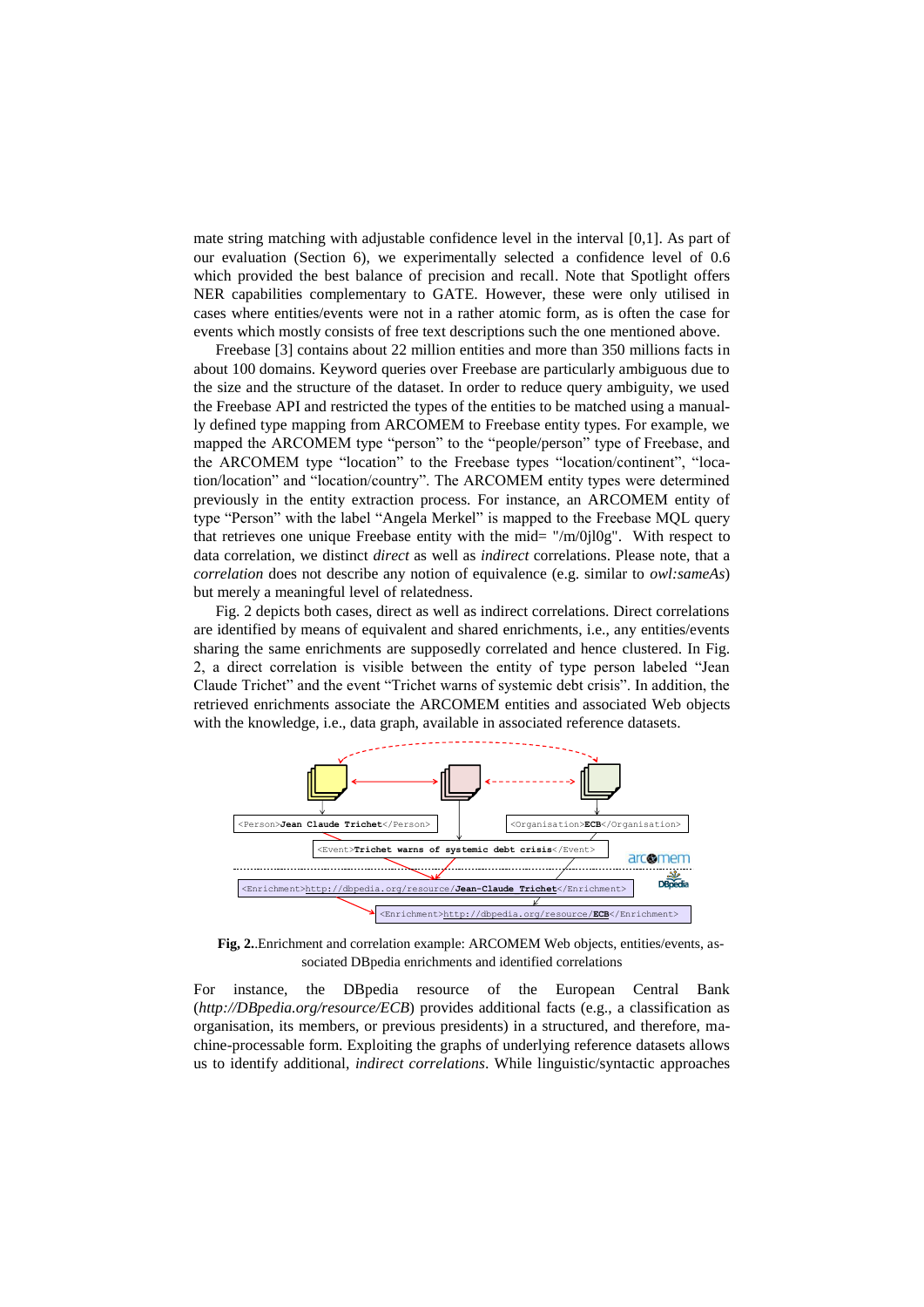mate string matching with adjustable confidence level in the interval [0,1]. As part of our evaluation (Section 6), we experimentally selected a confidence level of 0.6 which provided the best balance of precision and recall. Note that Spotlight offers NER capabilities complementary to GATE. However, these were only utilised in cases where entities/events were not in a rather atomic form, as is often the case for events which mostly consists of free text descriptions such the one mentioned above.

Freebase [3] contains about 22 million entities and more than 350 millions facts in about 100 domains. Keyword queries over Freebase are particularly ambiguous due to the size and the structure of the dataset. In order to reduce query ambiguity, we used the Freebase API and restricted the types of the entities to be matched using a manually defined type mapping from ARCOMEM to Freebase entity types. For example, we mapped the ARCOMEM type "person" to the "people/person" type of Freebase, and the ARCOMEM type "location" to the Freebase types "location/continent", "location/location" and "location/country". The ARCOMEM entity types were determined previously in the entity extraction process. For instance, an ARCOMEM entity of type "Person" with the label "Angela Merkel" is mapped to the Freebase MQL query that retrieves one unique Freebase entity with the mid= "/m/0jl0g". With respect to data correlation, we distinct *direct* as well as *indirect* correlations. Please note, that a *correlation* does not describe any notion of equivalence (e.g. similar to *owl:sameAs*) but merely a meaningful level of relatedness.

Fig. 2 depicts both cases, direct as well as indirect correlations. Direct correlations are identified by means of equivalent and shared enrichments, i.e., any entities/events sharing the same enrichments are supposedly correlated and hence clustered. In Fig. 2, a direct correlation is visible between the entity of type person labeled "Jean Claude Trichet" and the event "Trichet warns of systemic debt crisis". In addition, the retrieved enrichments associate the ARCOMEM entities and associated Web objects with the knowledge, i.e., data graph, available in associated reference datasets.

**Fig, 2.**.Enrichment and correlation example: ARCOMEM Web objects, entities/events, associated DBpedia enrichments and identified correlations

For instance, the DBpedia resource of the European Central Bank (*http://DBpedia.org/resource/ECB*) provides additional facts (e.g., a classification as organisation, its members, or previous presidents) in a structured, and therefore, machine-processable form. Exploiting the graphs of underlying reference datasets allows us to identify additional, *indirect correlations*. While linguistic/syntactic approaches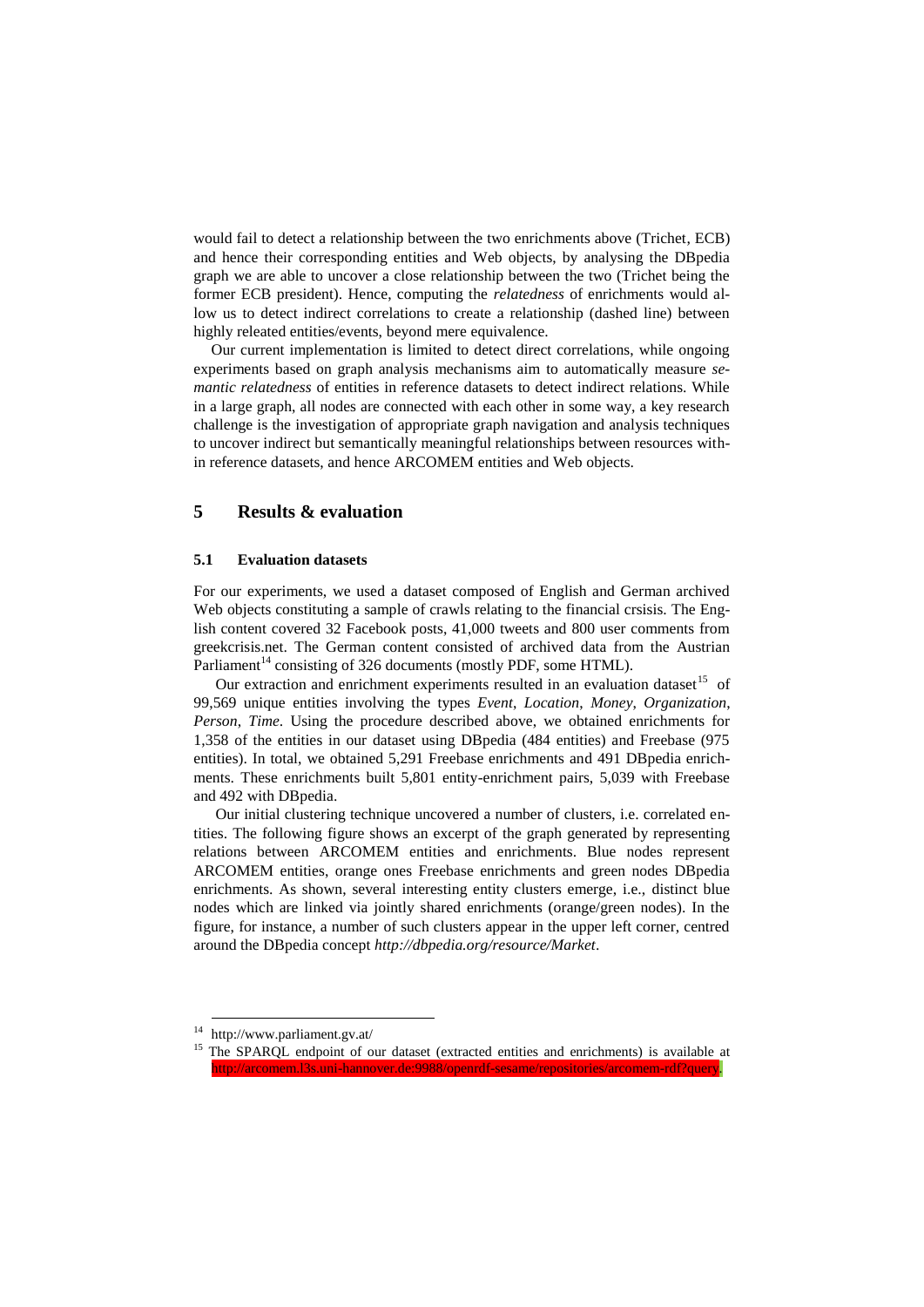would fail to detect a relationship between the two enrichments above (Trichet, ECB) and hence their corresponding entities and Web objects, by analysing the DBpedia graph we are able to uncover a close relationship between the two (Trichet being the former ECB president). Hence, computing the *relatedness* of enrichments would allow us to detect indirect correlations to create a relationship (dashed line) between highly releated entities/events, beyond mere equivalence.

Our current implementation is limited to detect direct correlations, while ongoing experiments based on graph analysis mechanisms aim to automatically measure *semantic relatedness* of entities in reference datasets to detect indirect relations. While in a large graph, all nodes are connected with each other in some way, a key research challenge is the investigation of appropriate graph navigation and analysis techniques to uncover indirect but semantically meaningful relationships between resources within reference datasets, and hence ARCOMEM entities and Web objects.

# 5 Results & evaluation

## 5.1 Evaluation datasets

For our experiments, we used a dataset composed of English and German archived Web objects constituting a sample of crawls relating to the financial crsisis. The English content covered 32 Facebook posts, 41,000 tweets and 800 user comments from greekcrisis.net. The German content consisted of archived data from the Austrian Parliament[14] consisting of 326 documents (mostly PDF, some HTML).

Our extraction and enrichment experiments resulted in an evaluation dataset[15] of 99,569 unique entities involving the types *Event*, *Location*, *Money*, *Organization*, *Person*, *Time*. Using the procedure described above, we obtained enrichments for 1,358 of the entities in our dataset using DBpedia (484 entities) and Freebase (975 entities). In total, we obtained 5,291 Freebase enrichments and 491 DBpedia enrichments. These enrichments built 5,801 entity-enrichment pairs, 5,039 with Freebase and 492 with DBpedia.

Our initial clustering technique uncovered a number of clusters, i.e. correlated entities. The following figure shows an excerpt of the graph generated by representing relations between ARCOMEM entities and enrichments. Blue nodes represent ARCOMEM entities, orange ones Freebase enrichments and green nodes DBpedia enrichments. As shown, several interesting entity clusters emerge, i.e., distinct blue nodes which are linked via jointly shared enrichments (orange/green nodes). In the figure, for instance, a number of such clusters appear in the upper left corner, centred around the DBpedia concept *http://dbpedia.org/resource/Market*.

---

[14] http://www.parliament.gv.at/

[15] The SPARQL endpoint of our dataset (extracted entities and enrichments) is available at http://arcomem.l3s.uni-hannover.de:9988/openrdf-sesame/repositories/arcomem-rdf?query.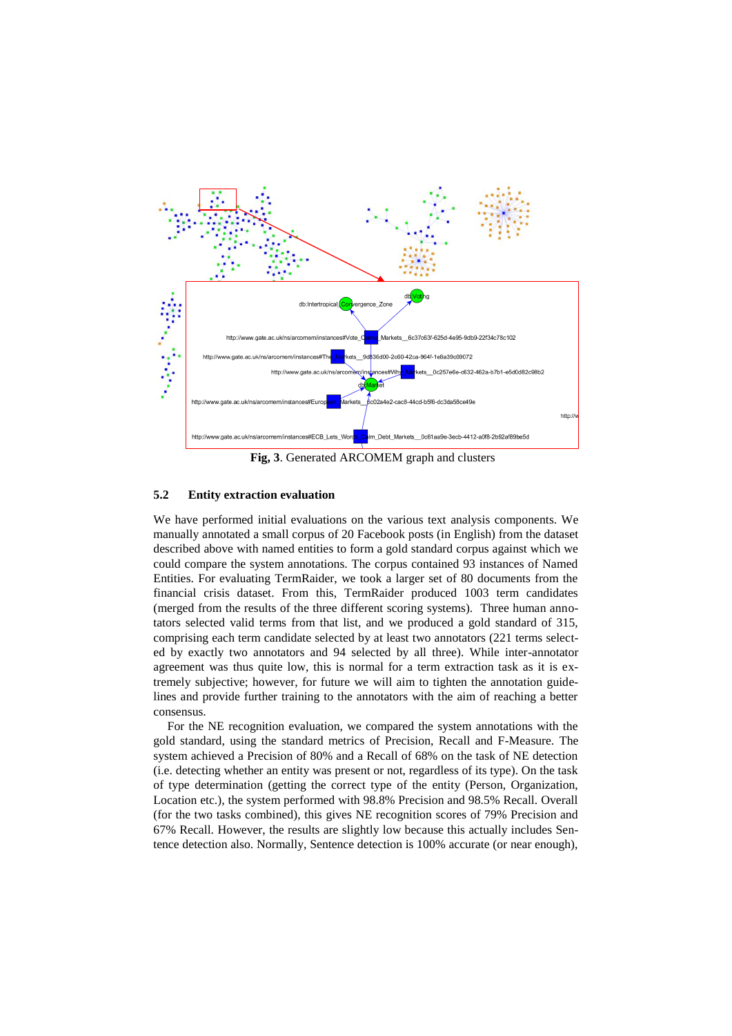**Fig, 3**. Generated ARCOMEM graph and clusters

### 5.2 Entity extraction evaluation

We have performed initial evaluations on the various text analysis components. We manually annotated a small corpus of 20 Facebook posts (in English) from the dataset described above with named entities to form a gold standard corpus against which we could compare the system annotations. The corpus contained 93 instances of Named Entities. For evaluating TermRaider, we took a larger set of 80 documents from the financial crisis dataset. From this, TermRaider produced 1003 term candidates (merged from the results of the three different scoring systems). Three human annotators selected valid terms from that list, and we produced a gold standard of 315, comprising each term candidate selected by at least two annotators (221 terms selected by exactly two annotators and 94 selected by all three). While inter-annotator agreement was thus quite low, this is normal for a term extraction task as it is extremely subjective; however, for future we will aim to tighten the annotation guidelines and provide further training to the annotators with the aim of reaching a better consensus.

For the NE recognition evaluation, we compared the system annotations with the gold standard, using the standard metrics of Precision, Recall and F-Measure. The system achieved a Precision of 80% and a Recall of 68% on the task of NE detection (i.e. detecting whether an entity was present or not, regardless of its type). On the task of type determination (getting the correct type of the entity (Person, Organization, Location etc.), the system performed with 98.8% Precision and 98.5% Recall. Overall (for the two tasks combined), this gives NE recognition scores of 79% Precision and 67% Recall. However, the results are slightly low because this actually includes Sentence detection also. Normally, Sentence detection is 100% accurate (or near enough),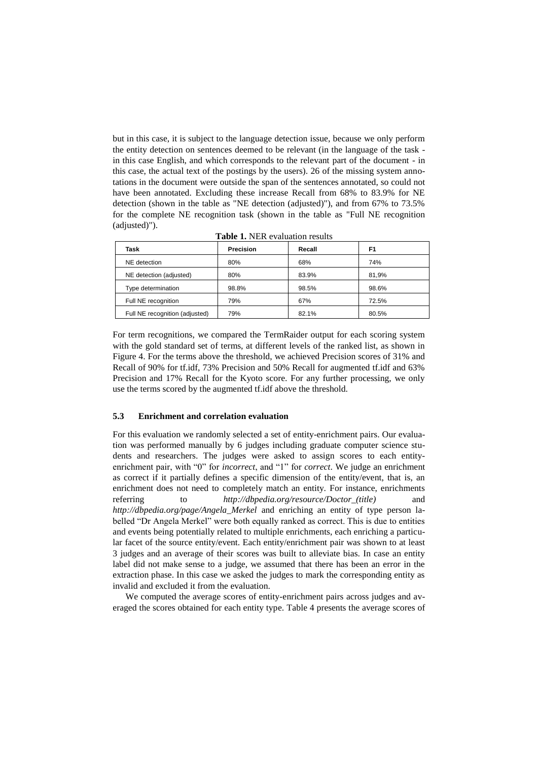but in this case, it is subject to the language detection issue, because we only perform the entity detection on sentences deemed to be relevant (in the language of the task - in this case English, and which corresponds to the relevant part of the document - in this case, the actual text of the postings by the users). 26 of the missing system annotations in the document were outside the span of the sentences annotated, so could not have been annotated. Excluding these increase Recall from 68% to 83.9% for NE detection (shown in the table as "NE detection (adjusted)"), and from 67% to 73.5% for the complete NE recognition task (shown in the table as "Full NE recognition (adjusted)").

**Table 1.** NER evaluation results

| Task | Precision | Recall | F1 |
|---|---|---|---|
| NE detection | 80% | 68% | 74% |
| NE detection (adjusted) | 80% | 83.9% | 81,9% |
| Type determination | 98.8% | 98.5% | 98.6% |
| Full NE recognition | 79% | 67% | 72.5% |
| Full NE recognition (adjusted) | 79% | 82.1% | 80.5% |

For term recognitions, we compared the TermRaider output for each scoring system with the gold standard set of terms, at different levels of the ranked list, as shown in Figure 4. For the terms above the threshold, we achieved Precision scores of 31% and Recall of 90% for tf.idf, 73% Precision and 50% Recall for augmented tf.idf and 63% Precision and 17% Recall for the Kyoto score. For any further processing, we only use the terms scored by the augmented tf.idf above the threshold.

### 5.3 Enrichment and correlation evaluation

For this evaluation we randomly selected a set of entity-enrichment pairs. Our evaluation was performed manually by 6 judges including graduate computer science students and researchers. The judges were asked to assign scores to each entity-enrichment pair, with "0" for *incorrect*, and "1" for *correct*. We judge an enrichment as correct if it partially defines a specific dimension of the entity/event, that is, an enrichment does not need to completely match an entity. For instance, enrichments referring to *http://dbpedia.org/resource/Doctor_(title)* and *http://dbpedia.org/page/Angela_Merkel* and enriching an entity of type person labelled "Dr Angela Merkel" were both equally ranked as correct. This is due to entities and events being potentially related to multiple enrichments, each enriching a particular facet of the source entity/event. Each entity/enrichment pair was shown to at least 3 judges and an average of their scores was built to alleviate bias. In case an entity label did not make sense to a judge, we assumed that there has been an error in the extraction phase. In this case we asked the judges to mark the corresponding entity as invalid and excluded it from the evaluation.

We computed the average scores of entity-enrichment pairs across judges and averaged the scores obtained for each entity type. Table 4 presents the average scores of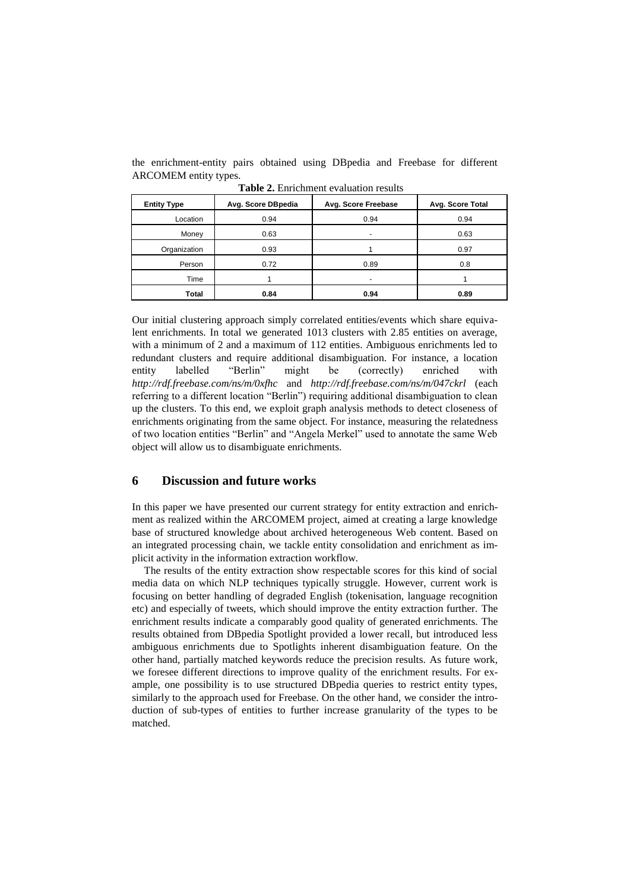the enrichment-entity pairs obtained using DBpedia and Freebase for different ARCOMEM entity types.

**Table 2.** Enrichment evaluation results

| Entity Type | Avg. Score DBpedia | Avg. Score Freebase | Avg. Score Total |
|---|---|---|---|
| Location | 0.94 | 0.94 | 0.94 |
| Money | 0.63 | - | 0.63 |
| Organization | 0.93 | 1 | 0.97 |
| Person | 0.72 | 0.89 | 0.8 |
| Time | 1 | - | 1 |
| **Total** | **0.84** | **0.94** | **0.89** |

Our initial clustering approach simply correlated entities/events which share equivalent enrichments. In total we generated 1013 clusters with 2.85 entities on average, with a minimum of 2 and a maximum of 112 entities. Ambiguous enrichments led to redundant clusters and require additional disambiguation. For instance, a location entity labelled "Berlin" might be (correctly) enriched with *http://rdf.freebase.com/ns/m/0xfhc* and *http://rdf.freebase.com/ns/m/047ckrl* (each referring to a different location "Berlin") requiring additional disambiguation to clean up the clusters. To this end, we exploit graph analysis methods to detect closeness of enrichments originating from the same object. For instance, measuring the relatedness of two location entities "Berlin" and "Angela Merkel" used to annotate the same Web object will allow us to disambiguate enrichments.

## 6 Discussion and future works

In this paper we have presented our current strategy for entity extraction and enrichment as realized within the ARCOMEM project, aimed at creating a large knowledge base of structured knowledge about archived heterogeneous Web content. Based on an integrated processing chain, we tackle entity consolidation and enrichment as implicit activity in the information extraction workflow.

The results of the entity extraction show respectable scores for this kind of social media data on which NLP techniques typically struggle. However, current work is focusing on better handling of degraded English (tokenisation, language recognition etc) and especially of tweets, which should improve the entity extraction further. The enrichment results indicate a comparably good quality of generated enrichments. The results obtained from DBpedia Spotlight provided a lower recall, but introduced less ambiguous enrichments due to Spotlights inherent disambiguation feature. On the other hand, partially matched keywords reduce the precision results. As future work, we foresee different directions to improve quality of the enrichment results. For example, one possibility is to use structured DBpedia queries to restrict entity types, similarly to the approach used for Freebase. On the other hand, we consider the introduction of sub-types of entities to further increase granularity of the types to be matched.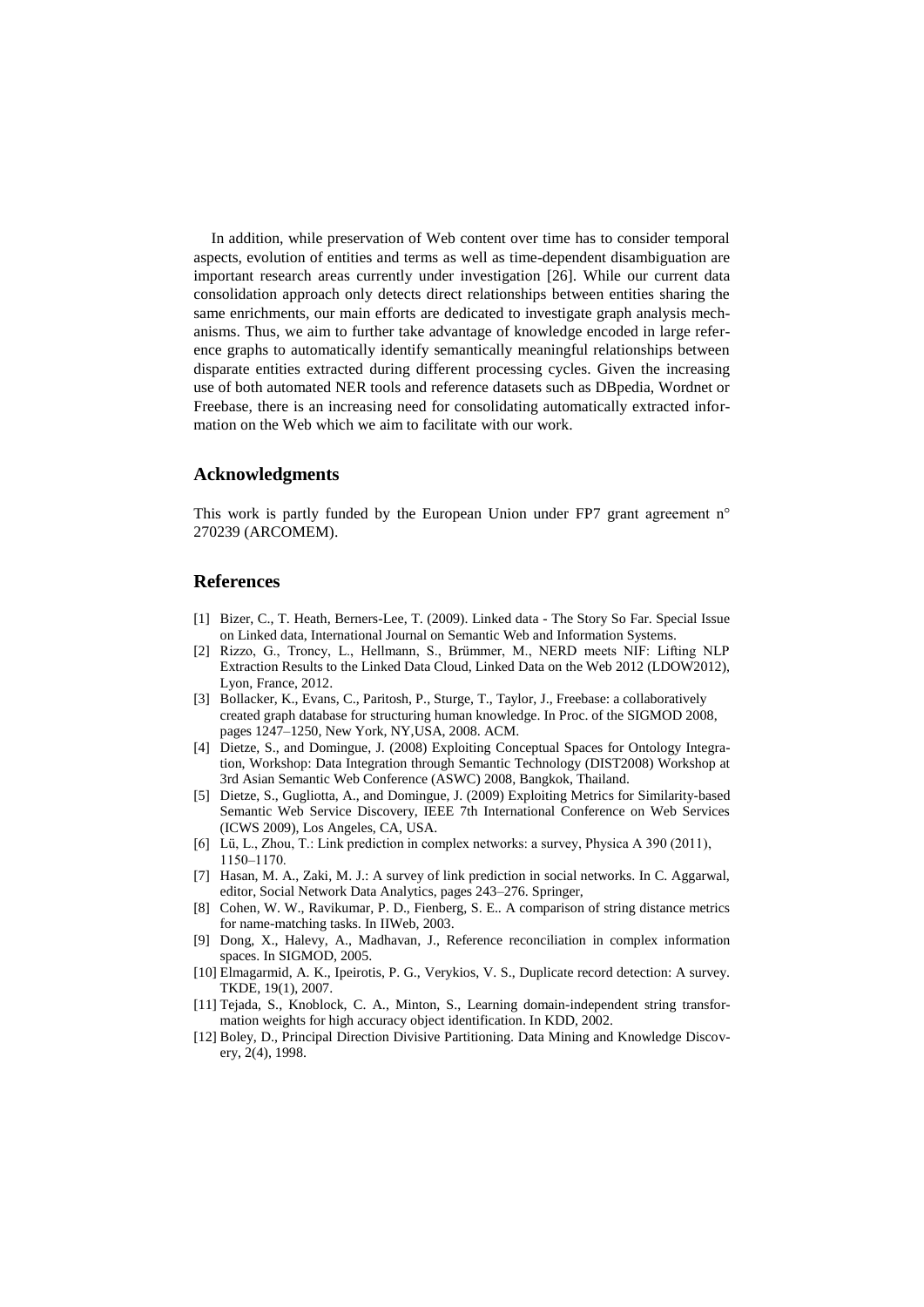In addition, while preservation of Web content over time has to consider temporal aspects, evolution of entities and terms as well as time-dependent disambiguation are important research areas currently under investigation [26]. While our current data consolidation approach only detects direct relationships between entities sharing the same enrichments, our main efforts are dedicated to investigate graph analysis mechanisms. Thus, we aim to further take advantage of knowledge encoded in large reference graphs to automatically identify semantically meaningful relationships between disparate entities extracted during different processing cycles. Given the increasing use of both automated NER tools and reference datasets such as DBpedia, Wordnet or Freebase, there is an increasing need for consolidating automatically extracted information on the Web which we aim to facilitate with our work.

## Acknowledgments

This work is partly funded by the European Union under FP7 grant agreement n° 270239 (ARCOMEM).

## References

- [1] Bizer, C., T. Heath, Berners-Lee, T. (2009). Linked data - The Story So Far. Special Issue on Linked data, International Journal on Semantic Web and Information Systems.
- [2] Rizzo, G., Troncy, L., Hellmann, S., Brümmer, M., NERD meets NIF: Lifting NLP Extraction Results to the Linked Data Cloud, Linked Data on the Web 2012 (LDOW2012), Lyon, France, 2012.
- [3] Bollacker, K., Evans, C., Paritosh, P., Sturge, T., Taylor, J., Freebase: a collaboratively created graph database for structuring human knowledge. In Proc. of the SIGMOD 2008, pages 1247–1250, New York, NY,USA, 2008. ACM.
- [4] Dietze, S., and Domingue, J. (2008) Exploiting Conceptual Spaces for Ontology Integration, Workshop: Data Integration through Semantic Technology (DIST2008) Workshop at 3rd Asian Semantic Web Conference (ASWC) 2008, Bangkok, Thailand.
- [5] Dietze, S., Gugliotta, A., and Domingue, J. (2009) Exploiting Metrics for Similarity-based Semantic Web Service Discovery, IEEE 7th International Conference on Web Services (ICWS 2009), Los Angeles, CA, USA.
- [6] Lü, L., Zhou, T.: Link prediction in complex networks: a survey, Physica A 390 (2011), 1150–1170.
- [7] Hasan, M. A., Zaki, M. J.: A survey of link prediction in social networks. In C. Aggarwal, editor, Social Network Data Analytics, pages 243–276. Springer,
- [8] Cohen, W. W., Ravikumar, P. D., Fienberg, S. E.. A comparison of string distance metrics for name-matching tasks. In IIWeb, 2003.
- [9] Dong, X., Halevy, A., Madhavan, J., Reference reconciliation in complex information spaces. In SIGMOD, 2005.
- [10] Elmagarmid, A. K., Ipeirotis, P. G., Verykios, V. S., Duplicate record detection: A survey. TKDE, 19(1), 2007.
- [11] Tejada, S., Knoblock, C. A., Minton, S., Learning domain-independent string transformation weights for high accuracy object identification. In KDD, 2002.
- [12] Boley, D., Principal Direction Divisive Partitioning. Data Mining and Knowledge Discovery, 2(4), 1998.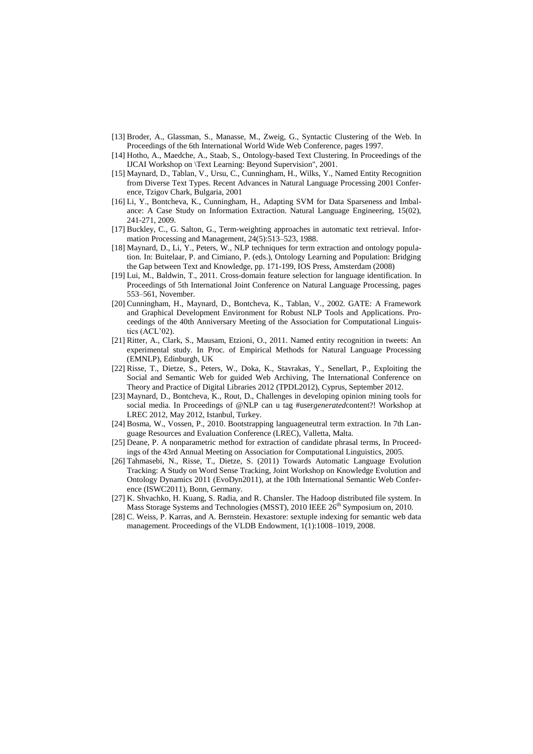[13] Broder, A., Glassman, S., Manasse, M., Zweig, G., Syntactic Clustering of the Web. In Proceedings of the 6th International World Wide Web Conference, pages 1997.

[14] Hotho, A., Maedche, A., Staab, S., Ontology-based Text Clustering. In Proceedings of the IJCAI Workshop on \Text Learning: Beyond Supervision", 2001.

[15] Maynard, D., Tablan, V., Ursu, C., Cunningham, H., Wilks, Y., Named Entity Recognition from Diverse Text Types. Recent Advances in Natural Language Processing 2001 Conference, Tzigov Chark, Bulgaria, 2001

[16] Li, Y., Bontcheva, K., Cunningham, H., Adapting SVM for Data Sparseness and Imbalance: A Case Study on Information Extraction. Natural Language Engineering, 15(02), 241-271, 2009.

[17] Buckley, C., G. Salton, G., Term-weighting approaches in automatic text retrieval. Information Processing and Management, 24(5):513–523, 1988.

[18] Maynard, D., Li, Y., Peters, W., NLP techniques for term extraction and ontology population. In: Buitelaar, P. and Cimiano, P. (eds.), Ontology Learning and Population: Bridging the Gap between Text and Knowledge, pp. 171-199, IOS Press, Amsterdam (2008)

[19] Lui, M., Baldwin, T., 2011. Cross-domain feature selection for language identification. In Proceedings of 5th International Joint Conference on Natural Language Processing, pages 553–561, November.

[20] Cunningham, H., Maynard, D., Bontcheva, K., Tablan, V., 2002. GATE: A Framework and Graphical Development Environment for Robust NLP Tools and Applications. Proceedings of the 40th Anniversary Meeting of the Association for Computational Linguistics (ACL'02).

[21] Ritter, A., Clark, S., Mausam, Etzioni, O., 2011. Named entity recognition in tweets: An experimental study. In Proc. of Empirical Methods for Natural Language Processing (EMNLP), Edinburgh, UK

[22] Risse, T., Dietze, S., Peters, W., Doka, K., Stavrakas, Y., Senellart, P., Exploiting the Social and Semantic Web for guided Web Archiving, The International Conference on Theory and Practice of Digital Libraries 2012 (TPDL2012), Cyprus, September 2012.

[23] Maynard, D., Bontcheva, K., Rout, D., Challenges in developing opinion mining tools for social media. In Proceedings of @NLP can u tag #user*generated*content?! Workshop at LREC 2012, May 2012, Istanbul, Turkey.

[24] Bosma, W., Vossen, P., 2010. Bootstrapping languageneutral term extraction. In 7th Language Resources and Evaluation Conference (LREC), Valletta, Malta.

[25] Deane, P. A nonparametric method for extraction of candidate phrasal terms, In Proceedings of the 43rd Annual Meeting on Association for Computational Linguistics, 2005.

[26] Tahmasebi, N., Risse, T., Dietze, S. (2011) Towards Automatic Language Evolution Tracking: A Study on Word Sense Tracking, Joint Workshop on Knowledge Evolution and Ontology Dynamics 2011 (EvoDyn2011), at the 10th International Semantic Web Conference (ISWC2011), Bonn, Germany.

[27] K. Shvachko, H. Kuang, S. Radia, and R. Chansler. The Hadoop distributed file system. In Mass Storage Systems and Technologies (MSST), 2010 IEEE 26th Symposium on, 2010.

[28] C. Weiss, P. Karras, and A. Bernstein. Hexastore: sextuple indexing for semantic web data management. Proceedings of the VLDB Endowment, 1(1):1008–1019, 2008.